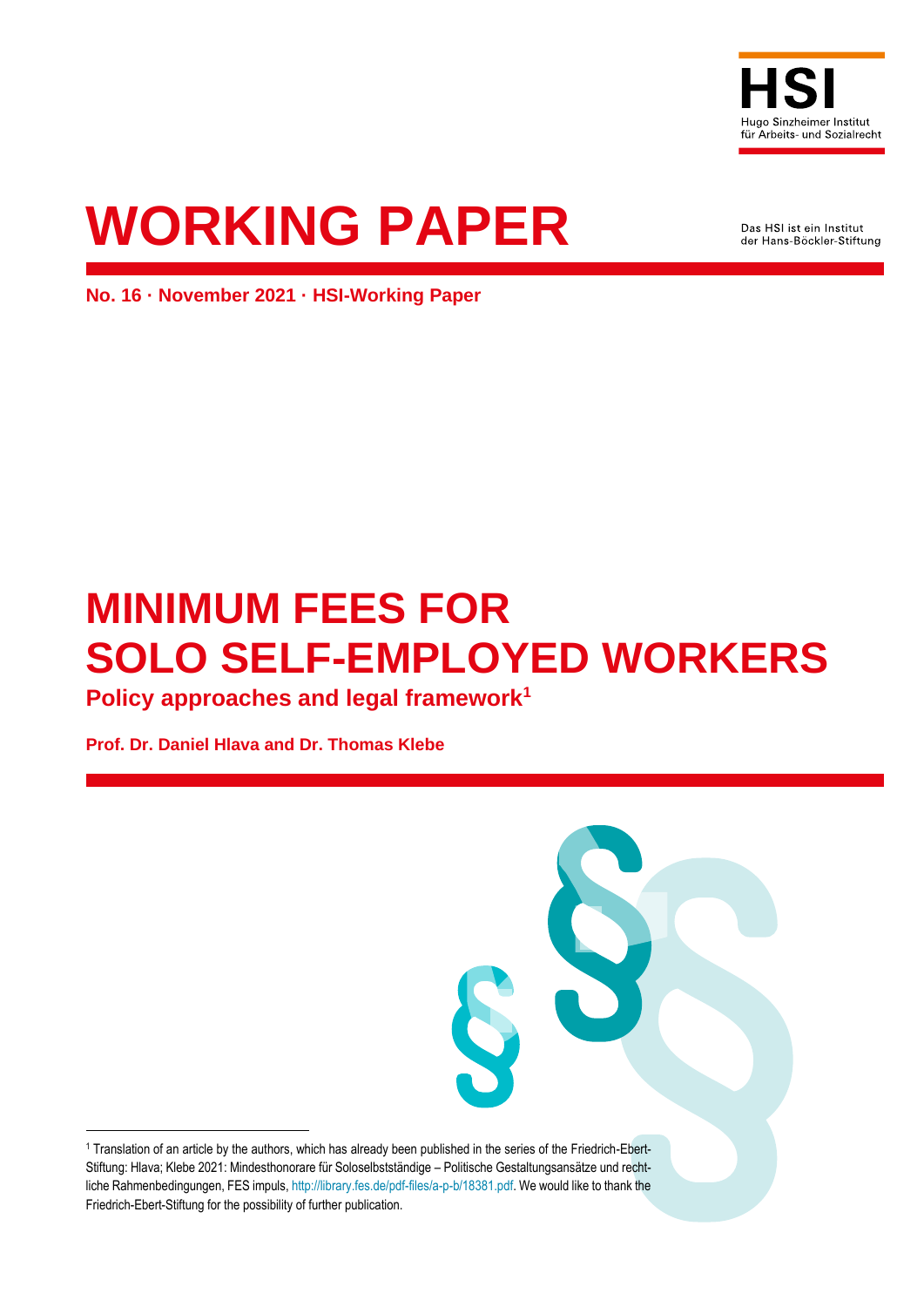HSI

Hugo Sinzheimer Institut für Arbeits- und Sozialrecht

# WORKING PAPER

Das HSI ist ein Institut der Hans-Böckler-Stiftung

**No. 16 · November 2021 · HSI-Working Paper**

# MINIMUM FEES FOR SOLO SELF-EMPLOYED WORKERS

## Policy approaches and legal framework[1]

**Prof. Dr. Daniel Hlava and Dr. Thomas Klebe**

---

[1] Translation of an article by the authors, which has already been published in the series of the Friedrich-Ebert-Stiftung: Hlava; Klebe 2021: Mindesthonorare für Soloselbstständige – Politische Gestaltungsansätze und rechtliche Rahmenbedingungen, FES impuls, http://library.fes.de/pdf-files/a-p-b/18381.pdf. We would like to thank the Friedrich-Ebert-Stiftung for the possibility of further publication.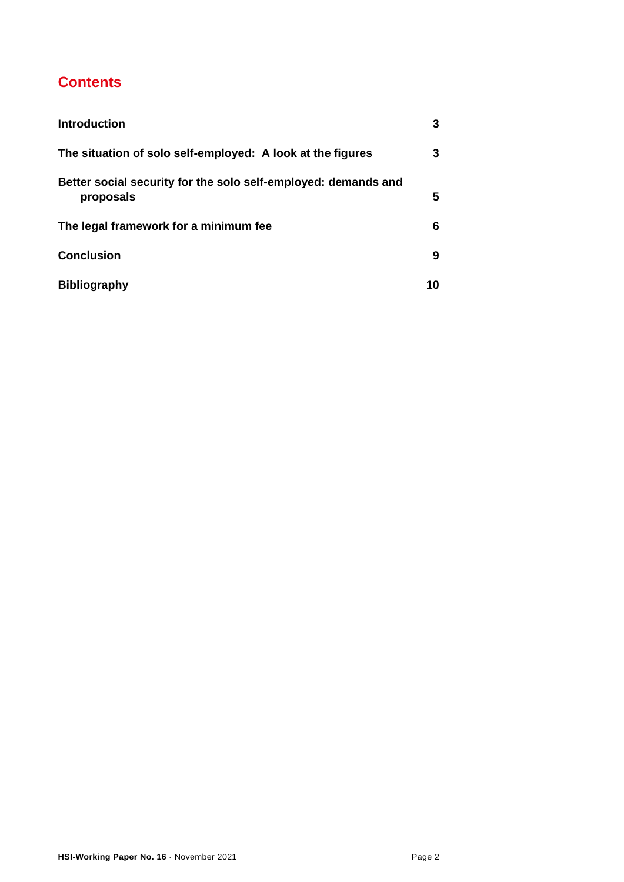## Contents

| | |
|---|---|
| **Introduction** | **3** |
| **The situation of solo self-employed: A look at the figures** | **3** |
| **Better social security for the solo self-employed: demands and proposals** | **5** |
| **The legal framework for a minimum fee** | **6** |
| **Conclusion** | **9** |
| **Bibliography** | **10** |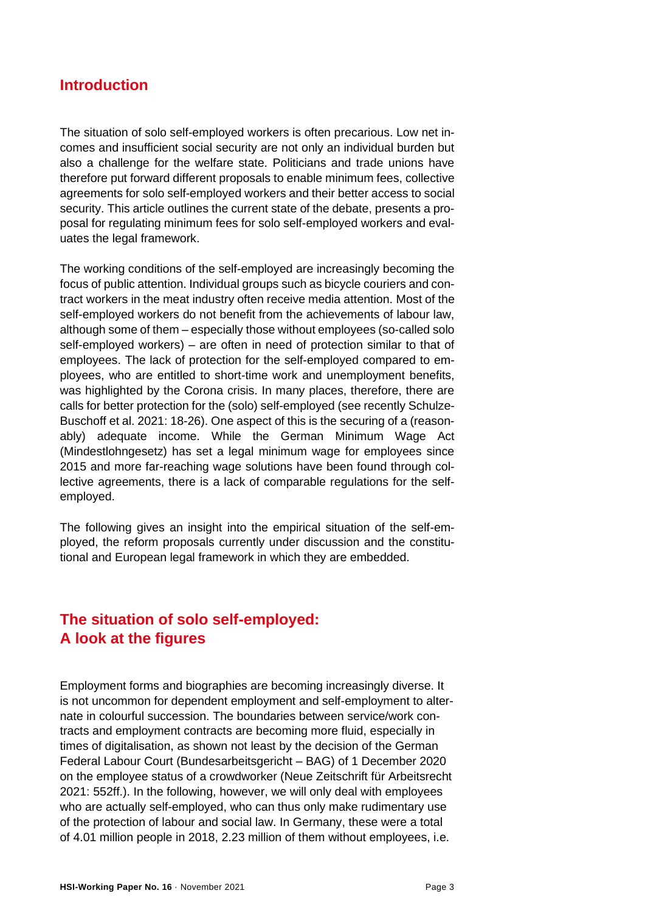## Introduction

The situation of solo self-employed workers is often precarious. Low net incomes and insufficient social security are not only an individual burden but also a challenge for the welfare state. Politicians and trade unions have therefore put forward different proposals to enable minimum fees, collective agreements for solo self-employed workers and their better access to social security. This article outlines the current state of the debate, presents a proposal for regulating minimum fees for solo self-employed workers and evaluates the legal framework.

The working conditions of the self-employed are increasingly becoming the focus of public attention. Individual groups such as bicycle couriers and contract workers in the meat industry often receive media attention. Most of the self-employed workers do not benefit from the achievements of labour law, although some of them – especially those without employees (so-called solo self-employed workers) – are often in need of protection similar to that of employees. The lack of protection for the self-employed compared to employees, who are entitled to short-time work and unemployment benefits, was highlighted by the Corona crisis. In many places, therefore, there are calls for better protection for the (solo) self-employed (see recently Schulze-Buschoff et al. 2021: 18-26). One aspect of this is the securing of a (reasonably) adequate income. While the German Minimum Wage Act (Mindestlohngesetz) has set a legal minimum wage for employees since 2015 and more far-reaching wage solutions have been found through collective agreements, there is a lack of comparable regulations for the self-employed.

The following gives an insight into the empirical situation of the self-employed, the reform proposals currently under discussion and the constitutional and European legal framework in which they are embedded.

## The situation of solo self-employed: A look at the figures

Employment forms and biographies are becoming increasingly diverse. It is not uncommon for dependent employment and self-employment to alternate in colourful succession. The boundaries between service/work contracts and employment contracts are becoming more fluid, especially in times of digitalisation, as shown not least by the decision of the German Federal Labour Court (Bundesarbeitsgericht – BAG) of 1 December 2020 on the employee status of a crowdworker (Neue Zeitschrift für Arbeitsrecht 2021: 552ff.). In the following, however, we will only deal with employees who are actually self-employed, who can thus only make rudimentary use of the protection of labour and social law. In Germany, these were a total of 4.01 million people in 2018, 2.23 million of them without employees, i.e.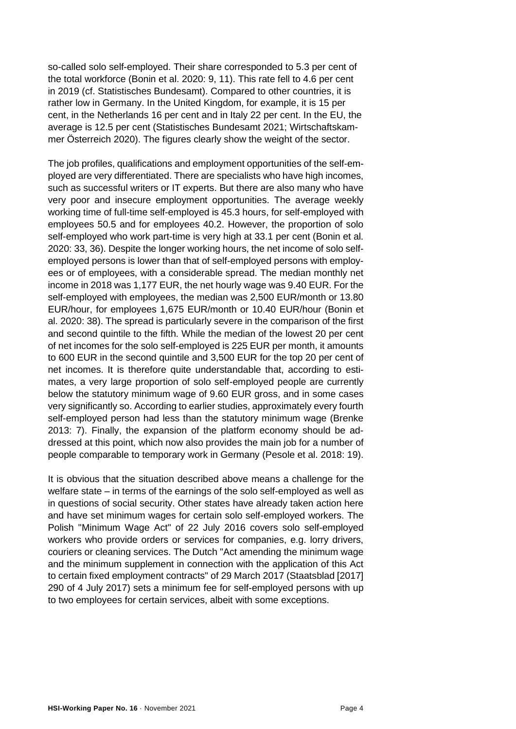so-called solo self-employed. Their share corresponded to 5.3 per cent of the total workforce (Bonin et al. 2020: 9, 11). This rate fell to 4.6 per cent in 2019 (cf. Statistisches Bundesamt). Compared to other countries, it is rather low in Germany. In the United Kingdom, for example, it is 15 per cent, in the Netherlands 16 per cent and in Italy 22 per cent. In the EU, the average is 12.5 per cent (Statistisches Bundesamt 2021; Wirtschaftskammer Österreich 2020). The figures clearly show the weight of the sector.

The job profiles, qualifications and employment opportunities of the self-employed are very differentiated. There are specialists who have high incomes, such as successful writers or IT experts. But there are also many who have very poor and insecure employment opportunities. The average weekly working time of full-time self-employed is 45.3 hours, for self-employed with employees 50.5 and for employees 40.2. However, the proportion of solo self-employed who work part-time is very high at 33.1 per cent (Bonin et al. 2020: 33, 36). Despite the longer working hours, the net income of solo self-employed persons is lower than that of self-employed persons with employees or of employees, with a considerable spread. The median monthly net income in 2018 was 1,177 EUR, the net hourly wage was 9.40 EUR. For the self-employed with employees, the median was 2,500 EUR/month or 13.80 EUR/hour, for employees 1,675 EUR/month or 10.40 EUR/hour (Bonin et al. 2020: 38). The spread is particularly severe in the comparison of the first and second quintile to the fifth. While the median of the lowest 20 per cent of net incomes for the solo self-employed is 225 EUR per month, it amounts to 600 EUR in the second quintile and 3,500 EUR for the top 20 per cent of net incomes. It is therefore quite understandable that, according to estimates, a very large proportion of solo self-employed people are currently below the statutory minimum wage of 9.60 EUR gross, and in some cases very significantly so. According to earlier studies, approximately every fourth self-employed person had less than the statutory minimum wage (Brenke 2013: 7). Finally, the expansion of the platform economy should be addressed at this point, which now also provides the main job for a number of people comparable to temporary work in Germany (Pesole et al. 2018: 19).

It is obvious that the situation described above means a challenge for the welfare state – in terms of the earnings of the solo self-employed as well as in questions of social security. Other states have already taken action here and have set minimum wages for certain solo self-employed workers. The Polish "Minimum Wage Act" of 22 July 2016 covers solo self-employed workers who provide orders or services for companies, e.g. lorry drivers, couriers or cleaning services. The Dutch "Act amending the minimum wage and the minimum supplement in connection with the application of this Act to certain fixed employment contracts" of 29 March 2017 (Staatsblad [2017] 290 of 4 July 2017) sets a minimum fee for self-employed persons with up to two employees for certain services, albeit with some exceptions.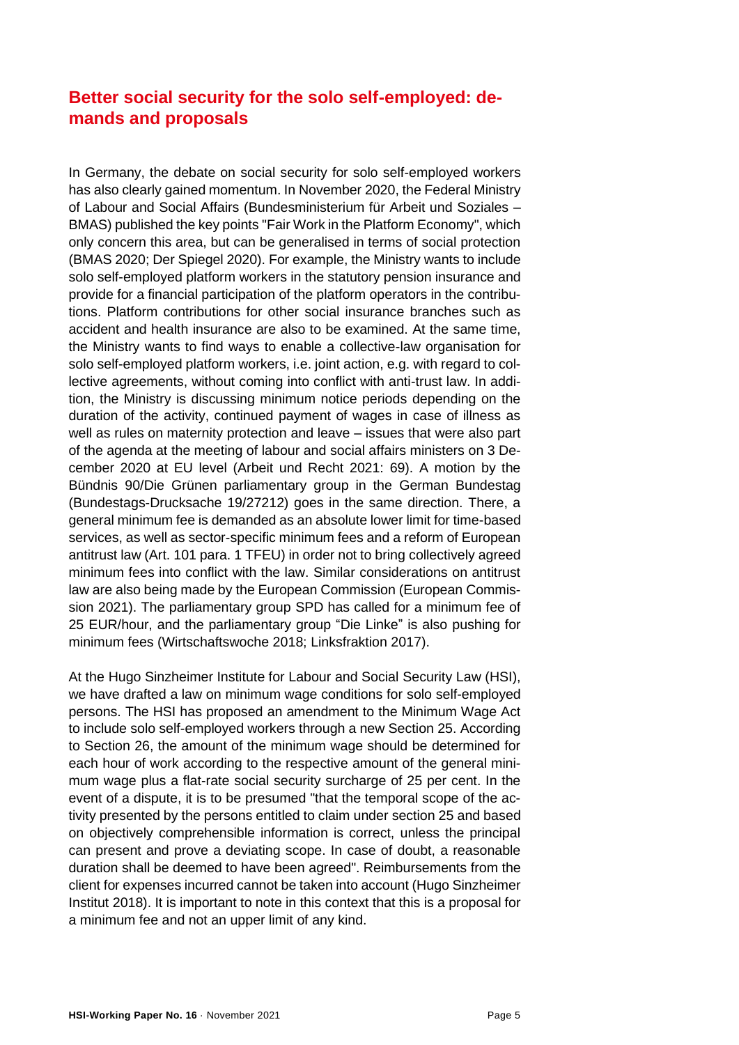## Better social security for the solo self-employed: demands and proposals

In Germany, the debate on social security for solo self-employed workers has also clearly gained momentum. In November 2020, the Federal Ministry of Labour and Social Affairs (Bundesministerium für Arbeit und Soziales – BMAS) published the key points "Fair Work in the Platform Economy", which only concern this area, but can be generalised in terms of social protection (BMAS 2020; Der Spiegel 2020). For example, the Ministry wants to include solo self-employed platform workers in the statutory pension insurance and provide for a financial participation of the platform operators in the contributions. Platform contributions for other social insurance branches such as accident and health insurance are also to be examined. At the same time, the Ministry wants to find ways to enable a collective-law organisation for solo self-employed platform workers, i.e. joint action, e.g. with regard to collective agreements, without coming into conflict with anti-trust law. In addition, the Ministry is discussing minimum notice periods depending on the duration of the activity, continued payment of wages in case of illness as well as rules on maternity protection and leave – issues that were also part of the agenda at the meeting of labour and social affairs ministers on 3 December 2020 at EU level (Arbeit und Recht 2021: 69). A motion by the Bündnis 90/Die Grünen parliamentary group in the German Bundestag (Bundestags-Drucksache 19/27212) goes in the same direction. There, a general minimum fee is demanded as an absolute lower limit for time-based services, as well as sector-specific minimum fees and a reform of European antitrust law (Art. 101 para. 1 TFEU) in order not to bring collectively agreed minimum fees into conflict with the law. Similar considerations on antitrust law are also being made by the European Commission (European Commission 2021). The parliamentary group SPD has called for a minimum fee of 25 EUR/hour, and the parliamentary group "Die Linke" is also pushing for minimum fees (Wirtschaftswoche 2018; Linksfraktion 2017).

At the Hugo Sinzheimer Institute for Labour and Social Security Law (HSI), we have drafted a law on minimum wage conditions for solo self-employed persons. The HSI has proposed an amendment to the Minimum Wage Act to include solo self-employed workers through a new Section 25. According to Section 26, the amount of the minimum wage should be determined for each hour of work according to the respective amount of the general minimum wage plus a flat-rate social security surcharge of 25 per cent. In the event of a dispute, it is to be presumed "that the temporal scope of the activity presented by the persons entitled to claim under section 25 and based on objectively comprehensible information is correct, unless the principal can present and prove a deviating scope. In case of doubt, a reasonable duration shall be deemed to have been agreed". Reimbursements from the client for expenses incurred cannot be taken into account (Hugo Sinzheimer Institut 2018). It is important to note in this context that this is a proposal for a minimum fee and not an upper limit of any kind.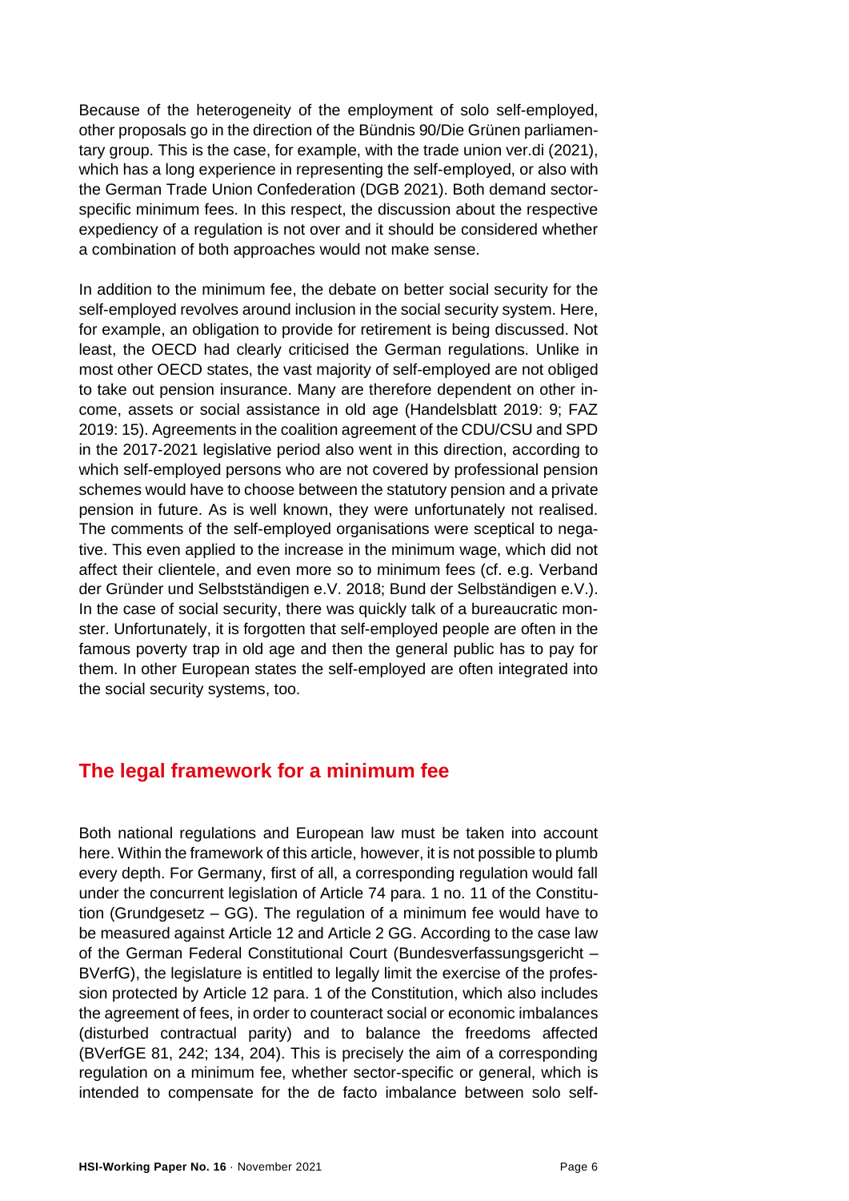Because of the heterogeneity of the employment of solo self-employed, other proposals go in the direction of the Bündnis 90/Die Grünen parliamentary group. This is the case, for example, with the trade union ver.di (2021), which has a long experience in representing the self-employed, or also with the German Trade Union Confederation (DGB 2021). Both demand sector-specific minimum fees. In this respect, the discussion about the respective expediency of a regulation is not over and it should be considered whether a combination of both approaches would not make sense.

In addition to the minimum fee, the debate on better social security for the self-employed revolves around inclusion in the social security system. Here, for example, an obligation to provide for retirement is being discussed. Not least, the OECD had clearly criticised the German regulations. Unlike in most other OECD states, the vast majority of self-employed are not obliged to take out pension insurance. Many are therefore dependent on other income, assets or social assistance in old age (Handelsblatt 2019: 9; FAZ 2019: 15). Agreements in the coalition agreement of the CDU/CSU and SPD in the 2017-2021 legislative period also went in this direction, according to which self-employed persons who are not covered by professional pension schemes would have to choose between the statutory pension and a private pension in future. As is well known, they were unfortunately not realised. The comments of the self-employed organisations were sceptical to negative. This even applied to the increase in the minimum wage, which did not affect their clientele, and even more so to minimum fees (cf. e.g. Verband der Gründer und Selbstständigen e.V. 2018; Bund der Selbständigen e.V.). In the case of social security, there was quickly talk of a bureaucratic monster. Unfortunately, it is forgotten that self-employed people are often in the famous poverty trap in old age and then the general public has to pay for them. In other European states the self-employed are often integrated into the social security systems, too.

## The legal framework for a minimum fee

Both national regulations and European law must be taken into account here. Within the framework of this article, however, it is not possible to plumb every depth. For Germany, first of all, a corresponding regulation would fall under the concurrent legislation of Article 74 para. 1 no. 11 of the Constitution (Grundgesetz – GG). The regulation of a minimum fee would have to be measured against Article 12 and Article 2 GG. According to the case law of the German Federal Constitutional Court (Bundesverfassungsgericht – BVerfG), the legislature is entitled to legally limit the exercise of the profession protected by Article 12 para. 1 of the Constitution, which also includes the agreement of fees, in order to counteract social or economic imbalances (disturbed contractual parity) and to balance the freedoms affected (BVerfGE 81, 242; 134, 204). This is precisely the aim of a corresponding regulation on a minimum fee, whether sector-specific or general, which is intended to compensate for the de facto imbalance between solo self-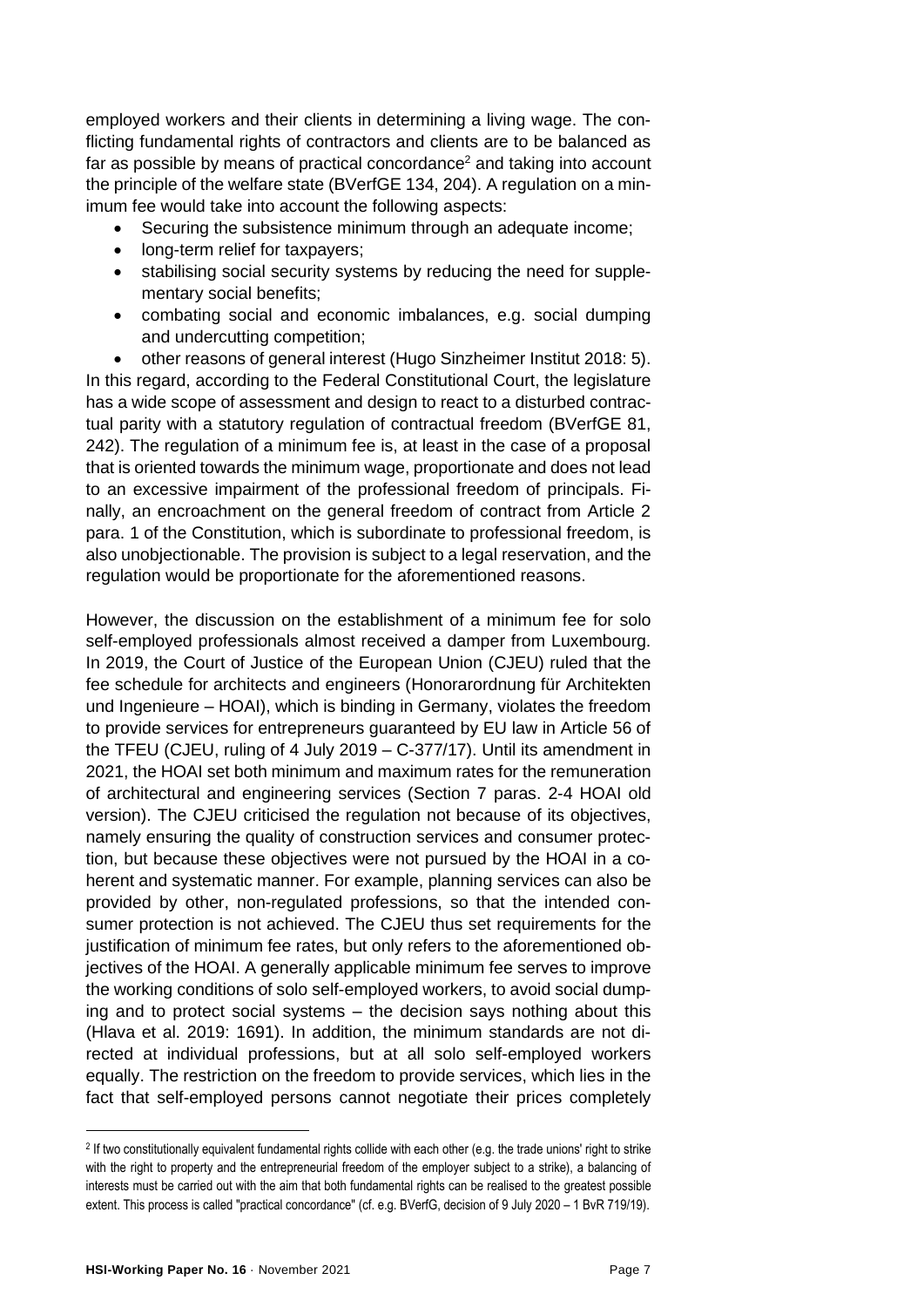employed workers and their clients in determining a living wage. The conflicting fundamental rights of contractors and clients are to be balanced as far as possible by means of practical concordance[2] and taking into account the principle of the welfare state (BVerfGE 134, 204). A regulation on a minimum fee would take into account the following aspects:

- Securing the subsistence minimum through an adequate income;
- long-term relief for taxpayers;
- stabilising social security systems by reducing the need for supplementary social benefits;
- combating social and economic imbalances, e.g. social dumping and undercutting competition;
- other reasons of general interest (Hugo Sinzheimer Institut 2018: 5).

In this regard, according to the Federal Constitutional Court, the legislature has a wide scope of assessment and design to react to a disturbed contractual parity with a statutory regulation of contractual freedom (BVerfGE 81, 242). The regulation of a minimum fee is, at least in the case of a proposal that is oriented towards the minimum wage, proportionate and does not lead to an excessive impairment of the professional freedom of principals. Finally, an encroachment on the general freedom of contract from Article 2 para. 1 of the Constitution, which is subordinate to professional freedom, is also unobjectionable. The provision is subject to a legal reservation, and the regulation would be proportionate for the aforementioned reasons.

However, the discussion on the establishment of a minimum fee for solo self-employed professionals almost received a damper from Luxembourg. In 2019, the Court of Justice of the European Union (CJEU) ruled that the fee schedule for architects and engineers (Honorarordnung für Architekten und Ingenieure – HOAI), which is binding in Germany, violates the freedom to provide services for entrepreneurs guaranteed by EU law in Article 56 of the TFEU (CJEU, ruling of 4 July 2019 – C-377/17). Until its amendment in 2021, the HOAI set both minimum and maximum rates for the remuneration of architectural and engineering services (Section 7 paras. 2-4 HOAI old version). The CJEU criticised the regulation not because of its objectives, namely ensuring the quality of construction services and consumer protection, but because these objectives were not pursued by the HOAI in a coherent and systematic manner. For example, planning services can also be provided by other, non-regulated professions, so that the intended consumer protection is not achieved. The CJEU thus set requirements for the justification of minimum fee rates, but only refers to the aforementioned objectives of the HOAI. A generally applicable minimum fee serves to improve the working conditions of solo self-employed workers, to avoid social dumping and to protect social systems – the decision says nothing about this (Hlava et al. 2019: 1691). In addition, the minimum standards are not directed at individual professions, but at all solo self-employed workers equally. The restriction on the freedom to provide services, which lies in the fact that self-employed persons cannot negotiate their prices completely

---

[2] If two constitutionally equivalent fundamental rights collide with each other (e.g. the trade unions' right to strike with the right to property and the entrepreneurial freedom of the employer subject to a strike), a balancing of interests must be carried out with the aim that both fundamental rights can be realised to the greatest possible extent. This process is called "practical concordance" (cf. e.g. BVerfG, decision of 9 July 2020 – 1 BvR 719/19).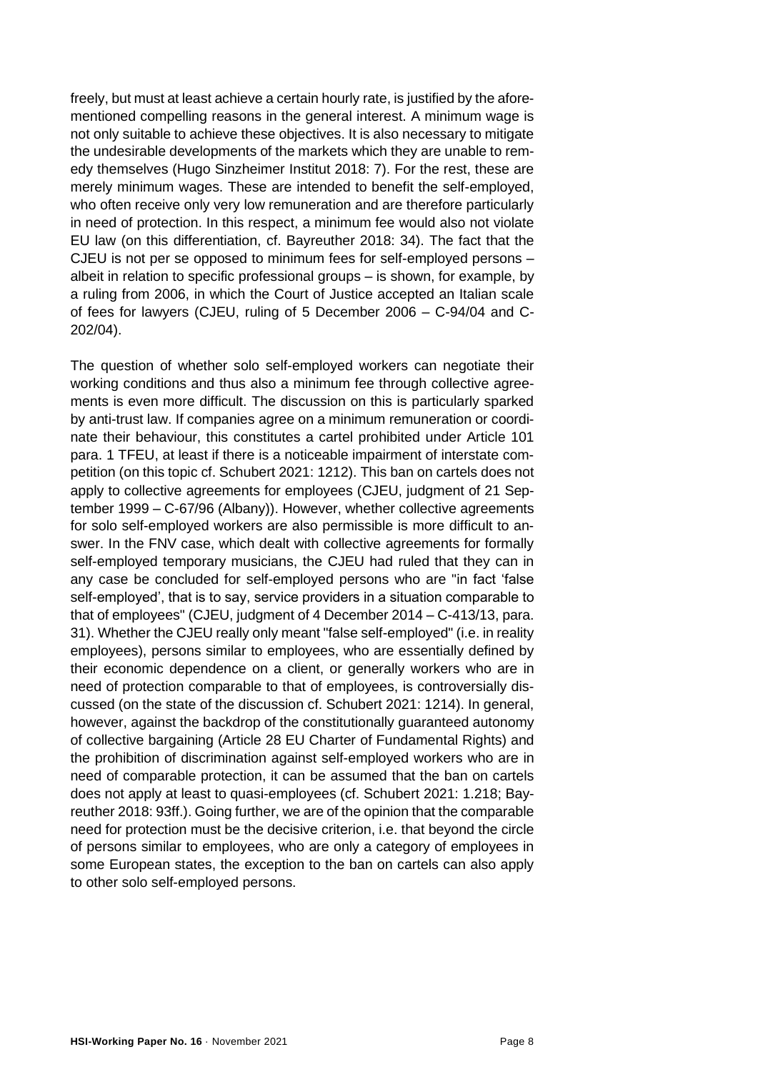freely, but must at least achieve a certain hourly rate, is justified by the aforementioned compelling reasons in the general interest. A minimum wage is not only suitable to achieve these objectives. It is also necessary to mitigate the undesirable developments of the markets which they are unable to remedy themselves (Hugo Sinzheimer Institut 2018: 7). For the rest, these are merely minimum wages. These are intended to benefit the self-employed, who often receive only very low remuneration and are therefore particularly in need of protection. In this respect, a minimum fee would also not violate EU law (on this differentiation, cf. Bayreuther 2018: 34). The fact that the CJEU is not per se opposed to minimum fees for self-employed persons – albeit in relation to specific professional groups – is shown, for example, by a ruling from 2006, in which the Court of Justice accepted an Italian scale of fees for lawyers (CJEU, ruling of 5 December 2006 – C-94/04 and C-202/04).

The question of whether solo self-employed workers can negotiate their working conditions and thus also a minimum fee through collective agreements is even more difficult. The discussion on this is particularly sparked by anti-trust law. If companies agree on a minimum remuneration or coordinate their behaviour, this constitutes a cartel prohibited under Article 101 para. 1 TFEU, at least if there is a noticeable impairment of interstate competition (on this topic cf. Schubert 2021: 1212). This ban on cartels does not apply to collective agreements for employees (CJEU, judgment of 21 September 1999 – C-67/96 (Albany)). However, whether collective agreements for solo self-employed workers are also permissible is more difficult to answer. In the FNV case, which dealt with collective agreements for formally self-employed temporary musicians, the CJEU had ruled that they can in any case be concluded for self-employed persons who are "in fact 'false self-employed', that is to say, service providers in a situation comparable to that of employees" (CJEU, judgment of 4 December 2014 – C-413/13, para. 31). Whether the CJEU really only meant "false self-employed" (i.e. in reality employees), persons similar to employees, who are essentially defined by their economic dependence on a client, or generally workers who are in need of protection comparable to that of employees, is controversially discussed (on the state of the discussion cf. Schubert 2021: 1214). In general, however, against the backdrop of the constitutionally guaranteed autonomy of collective bargaining (Article 28 EU Charter of Fundamental Rights) and the prohibition of discrimination against self-employed workers who are in need of comparable protection, it can be assumed that the ban on cartels does not apply at least to quasi-employees (cf. Schubert 2021: 1.218; Bayreuther 2018: 93ff.). Going further, we are of the opinion that the comparable need for protection must be the decisive criterion, i.e. that beyond the circle of persons similar to employees, who are only a category of employees in some European states, the exception to the ban on cartels can also apply to other solo self-employed persons.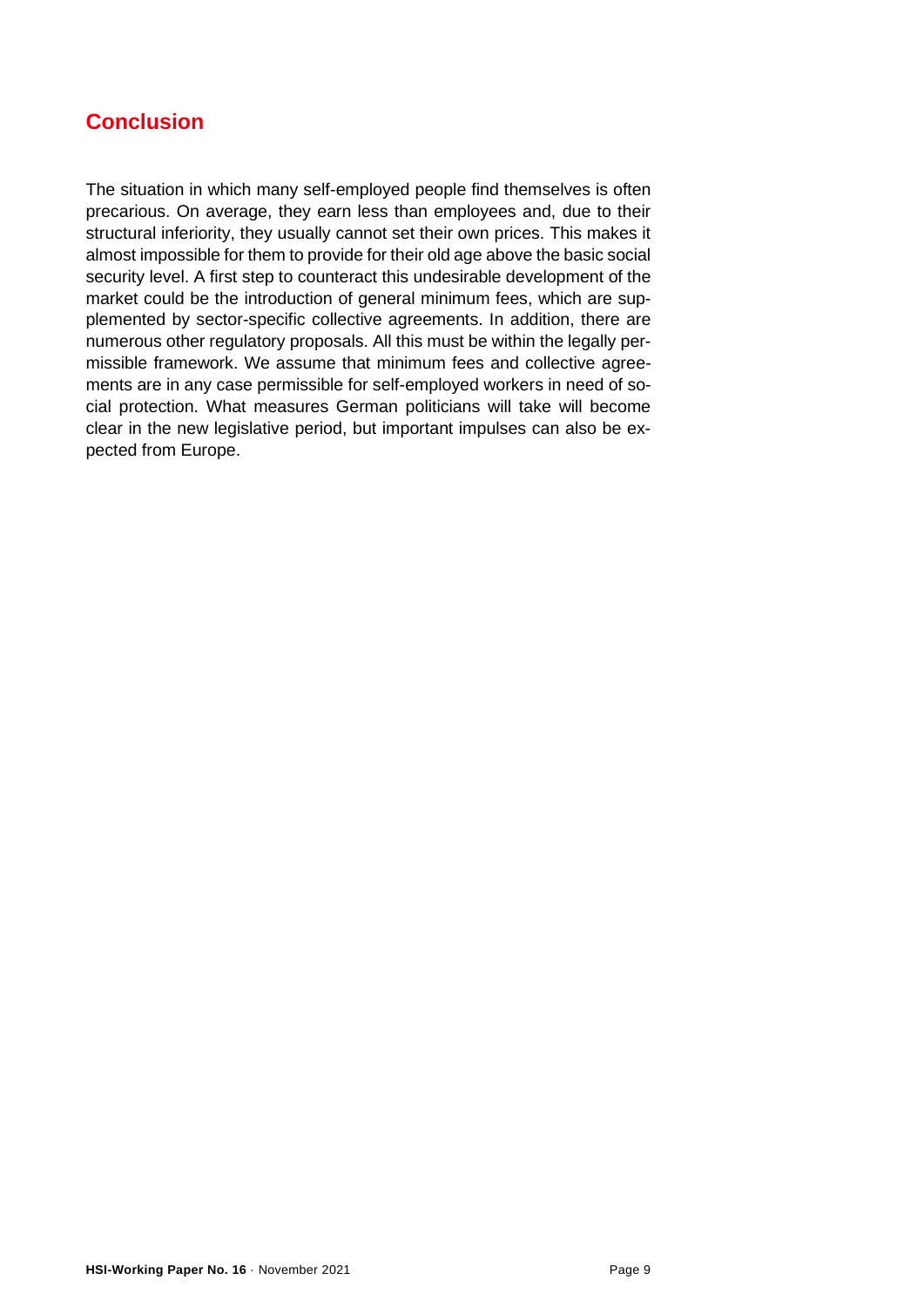## Conclusion

The situation in which many self-employed people find themselves is often precarious. On average, they earn less than employees and, due to their structural inferiority, they usually cannot set their own prices. This makes it almost impossible for them to provide for their old age above the basic social security level. A first step to counteract this undesirable development of the market could be the introduction of general minimum fees, which are supplemented by sector-specific collective agreements. In addition, there are numerous other regulatory proposals. All this must be within the legally permissible framework. We assume that minimum fees and collective agreements are in any case permissible for self-employed workers in need of social protection. What measures German politicians will take will become clear in the new legislative period, but important impulses can also be expected from Europe.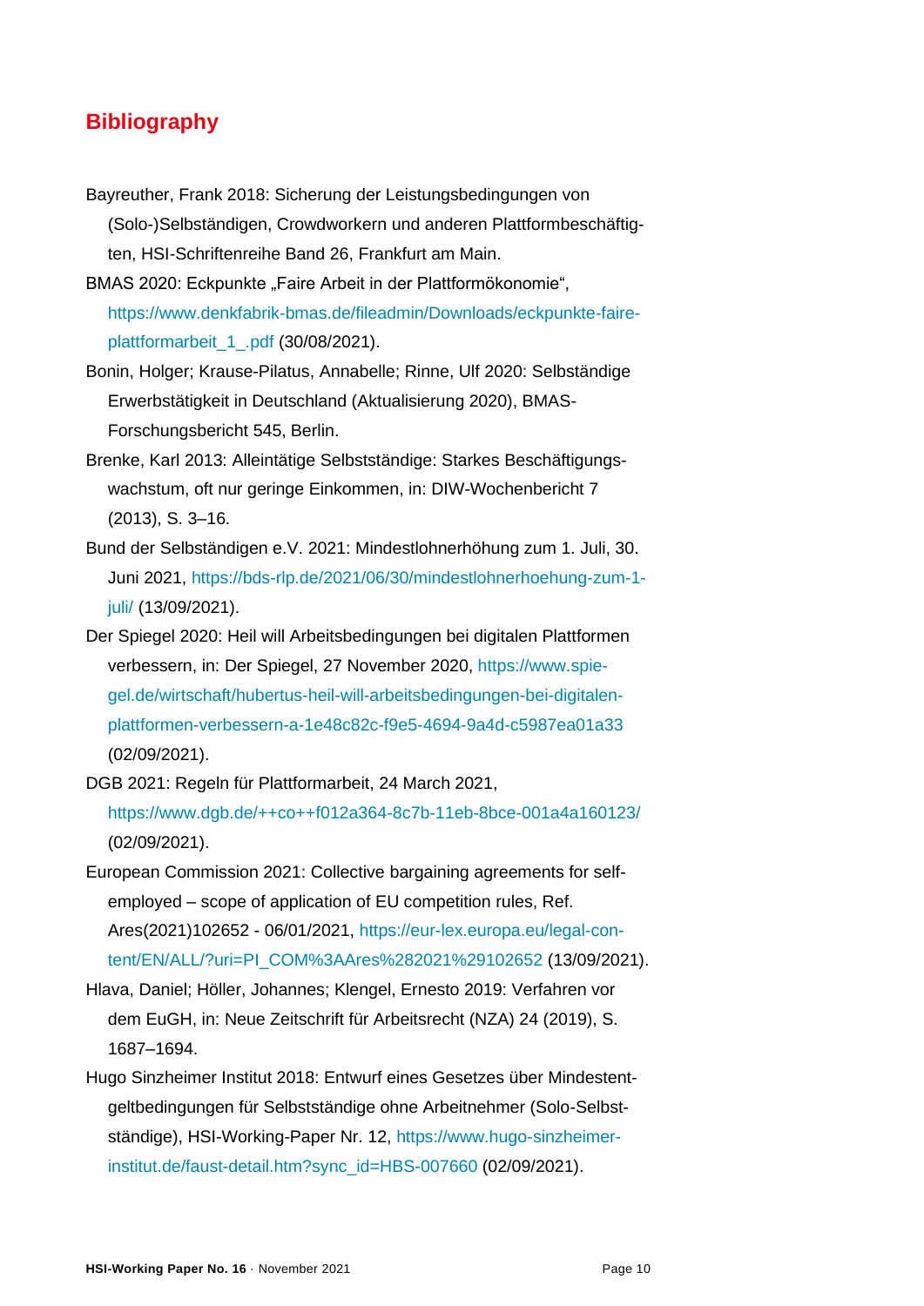## Bibliography

Bayreuther, Frank 2018: Sicherung der Leistungsbedingungen von (Solo-)Selbständigen, Crowdworkern und anderen Plattformbeschäftigten, HSI-Schriftenreihe Band 26, Frankfurt am Main.

BMAS 2020: Eckpunkte „Faire Arbeit in der Plattformökonomie", https://www.denkfabrik-bmas.de/fileadmin/Downloads/eckpunkte-faire-plattformarbeit_1_.pdf (30/08/2021).

Bonin, Holger; Krause-Pilatus, Annabelle; Rinne, Ulf 2020: Selbständige Erwerbstätigkeit in Deutschland (Aktualisierung 2020), BMAS-Forschungsbericht 545, Berlin.

Brenke, Karl 2013: Alleintätige Selbstständige: Starkes Beschäftigungswachstum, oft nur geringe Einkommen, in: DIW-Wochenbericht 7 (2013), S. 3–16.

Bund der Selbständigen e.V. 2021: Mindestlohnerhöhung zum 1. Juli, 30. Juni 2021, https://bds-rlp.de/2021/06/30/mindestlohnerhoehung-zum-1-juli/ (13/09/2021).

Der Spiegel 2020: Heil will Arbeitsbedingungen bei digitalen Plattformen verbessern, in: Der Spiegel, 27 November 2020, https://www.spiegel.de/wirtschaft/hubertus-heil-will-arbeitsbedingungen-bei-digitalen-plattformen-verbessern-a-1e48c82c-f9e5-4694-9a4d-c5987ea01a33 (02/09/2021).

DGB 2021: Regeln für Plattformarbeit, 24 March 2021, https://www.dgb.de/++co++f012a364-8c7b-11eb-8bce-001a4a160123/ (02/09/2021).

European Commission 2021: Collective bargaining agreements for self-employed – scope of application of EU competition rules, Ref. Ares(2021)102652 - 06/01/2021, https://eur-lex.europa.eu/legal-content/EN/ALL/?uri=PI_COM%3AAres%282021%29102652 (13/09/2021).

Hlava, Daniel; Höller, Johannes; Klengel, Ernesto 2019: Verfahren vor dem EuGH, in: Neue Zeitschrift für Arbeitsrecht (NZA) 24 (2019), S. 1687–1694.

Hugo Sinzheimer Institut 2018: Entwurf eines Gesetzes über Mindestentgeltbedingungen für Selbstständige ohne Arbeitnehmer (Solo-Selbstständige), HSI-Working-Paper Nr. 12, https://www.hugo-sinzheimer-institut.de/faust-detail.htm?sync_id=HBS-007660 (02/09/2021).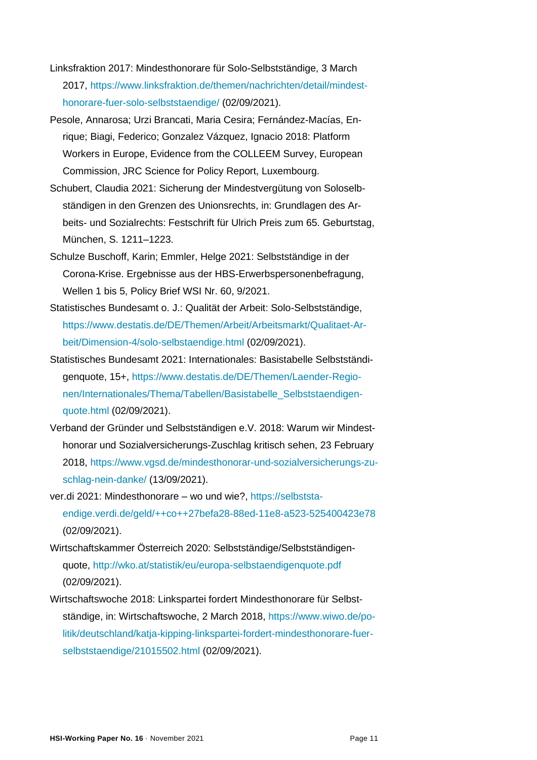Linksfraktion 2017: Mindesthonorare für Solo-Selbstständige, 3 March 2017, https://www.linksfraktion.de/themen/nachrichten/detail/mindest-honorare-fuer-solo-selbststaendige/ (02/09/2021).

Pesole, Annarosa; Urzi Brancati, Maria Cesira; Fernández-Macías, Enrique; Biagi, Federico; Gonzalez Vázquez, Ignacio 2018: Platform Workers in Europe, Evidence from the COLLEEM Survey, European Commission, JRC Science for Policy Report, Luxembourg.

Schubert, Claudia 2021: Sicherung der Mindestvergütung von Soloselbständigen in den Grenzen des Unionsrechts, in: Grundlagen des Arbeits- und Sozialrechts: Festschrift für Ulrich Preis zum 65. Geburtstag, München, S. 1211–1223.

Schulze Buschoff, Karin; Emmler, Helge 2021: Selbstständige in der Corona-Krise. Ergebnisse aus der HBS-Erwerbspersonenbefragung, Wellen 1 bis 5, Policy Brief WSI Nr. 60, 9/2021.

Statistisches Bundesamt o. J.: Qualität der Arbeit: Solo-Selbstständige, https://www.destatis.de/DE/Themen/Arbeit/Arbeitsmarkt/Qualitaet-Arbeit/Dimension-4/solo-selbstaendige.html (02/09/2021).

Statistisches Bundesamt 2021: Internationales: Basistabelle Selbstständigenquote, 15+, https://www.destatis.de/DE/Themen/Laender-Regionen/Internationales/Thema/Tabellen/Basistabelle_Selbststaendigenquote.html (02/09/2021).

Verband der Gründer und Selbstständigen e.V. 2018: Warum wir Mindesthonorar und Sozialversicherungs-Zuschlag kritisch sehen, 23 February 2018, https://www.vgsd.de/mindesthonorar-und-sozialversicherungs-zuschlag-nein-danke/ (13/09/2021).

ver.di 2021: Mindesthonorare – wo und wie?, https://selbststaendige.verdi.de/geld/++co++27befa28-88ed-11e8-a523-525400423e78 (02/09/2021).

Wirtschaftskammer Österreich 2020: Selbstständige/Selbstständigenquote, http://wko.at/statistik/eu/europa-selbstaendigenquote.pdf (02/09/2021).

Wirtschaftswoche 2018: Linkspartei fordert Mindesthonorare für Selbstständige, in: Wirtschaftswoche, 2 March 2018, https://www.wiwo.de/politik/deutschland/katja-kipping-linkspartei-fordert-mindesthonorare-fuer-selbststaendige/21015502.html (02/09/2021).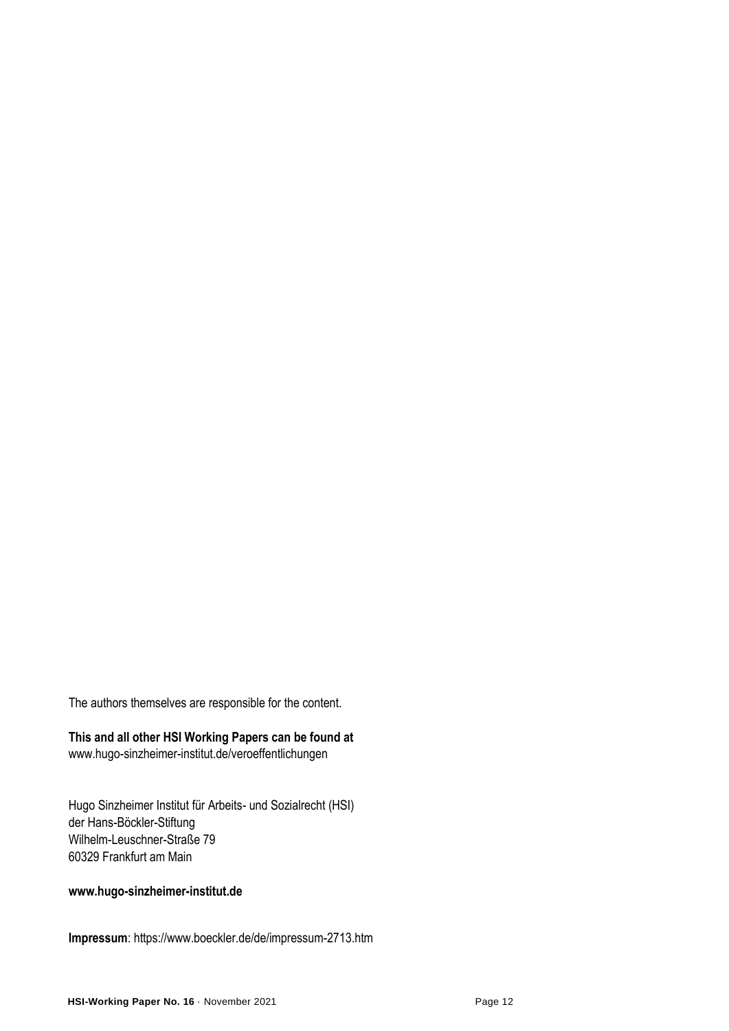The authors themselves are responsible for the content.

**This and all other HSI Working Papers can be found at**
www.hugo-sinzheimer-institut.de/veroeffentlichungen

Hugo Sinzheimer Institut für Arbeits- und Sozialrecht (HSI)
der Hans-Böckler-Stiftung
Wilhelm-Leuschner-Straße 79
60329 Frankfurt am Main

**www.hugo-sinzheimer-institut.de**

**Impressum**: https://www.boeckler.de/de/impressum-2713.htm